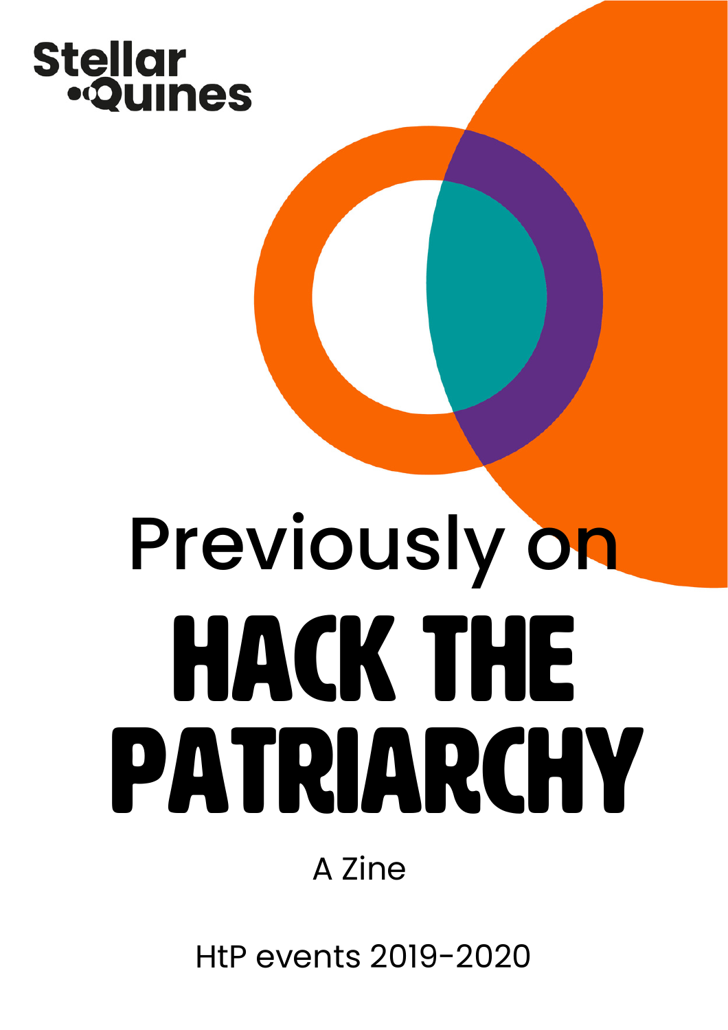Stellar Quines

Previously on

# HACK THE PATRIARCHY

A Zine

HtP events 2019-2020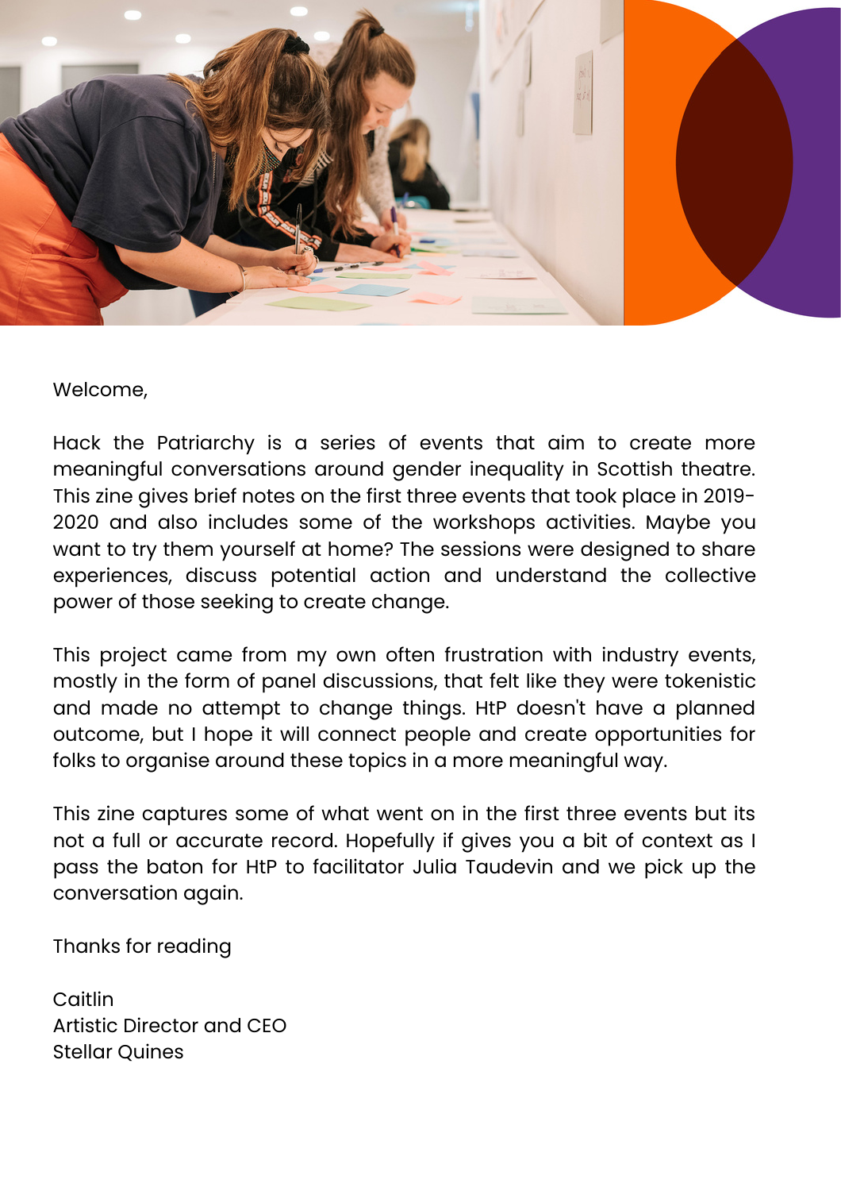Welcome,

Hack the Patriarchy is a series of events that aim to create more meaningful conversations around gender inequality in Scottish theatre. This zine gives brief notes on the first three events that took place in 2019-2020 and also includes some of the workshops activities. Maybe you want to try them yourself at home? The sessions were designed to share experiences, discuss potential action and understand the collective power of those seeking to create change.

This project came from my own often frustration with industry events, mostly in the form of panel discussions, that felt like they were tokenistic and made no attempt to change things. HtP doesn't have a planned outcome, but I hope it will connect people and create opportunities for folks to organise around these topics in a more meaningful way.

This zine captures some of what went on in the first three events but its not a full or accurate record. Hopefully if gives you a bit of context as I pass the baton for HtP to facilitator Julia Taudevin and we pick up the conversation again.

Thanks for reading

Caitlin
Artistic Director and CEO
Stellar Quines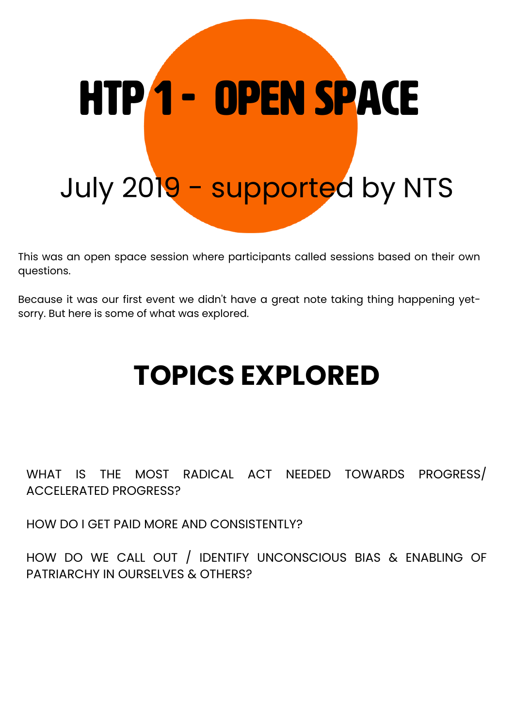# HTP 1 - OPEN SPACE

## July 2019 - supported by NTS

This was an open space session where participants called sessions based on their own questions.

Because it was our first event we didn't have a great note taking thing happening yet- sorry. But here is some of what was explored.

## TOPICS EXPLORED

WHAT IS THE MOST RADICAL ACT NEEDED TOWARDS PROGRESS/ ACCELERATED PROGRESS?

HOW DO I GET PAID MORE AND CONSISTENTLY?

HOW DO WE CALL OUT / IDENTIFY UNCONSCIOUS BIAS & ENABLING OF PATRIARCHY IN OURSELVES & OTHERS?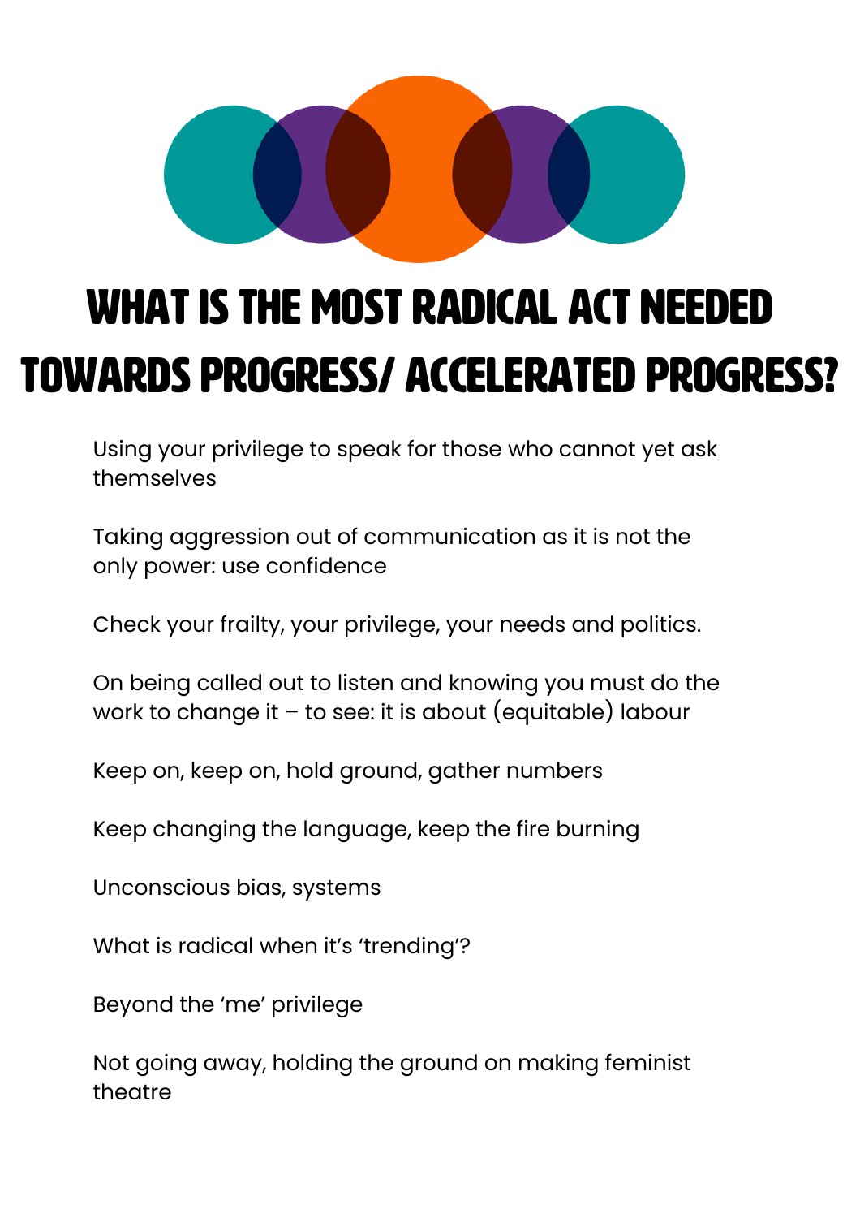# WHAT IS THE MOST RADICAL ACT NEEDED TOWARDS PROGRESS/ ACCELERATED PROGRESS?

Using your privilege to speak for those who cannot yet ask themselves

Taking aggression out of communication as it is not the only power: use confidence

Check your frailty, your privilege, your needs and politics.

On being called out to listen and knowing you must do the work to change it – to see: it is about (equitable) labour

Keep on, keep on, hold ground, gather numbers

Keep changing the language, keep the fire burning

Unconscious bias, systems

What is radical when it's 'trending'?

Beyond the 'me' privilege

Not going away, holding the ground on making feminist theatre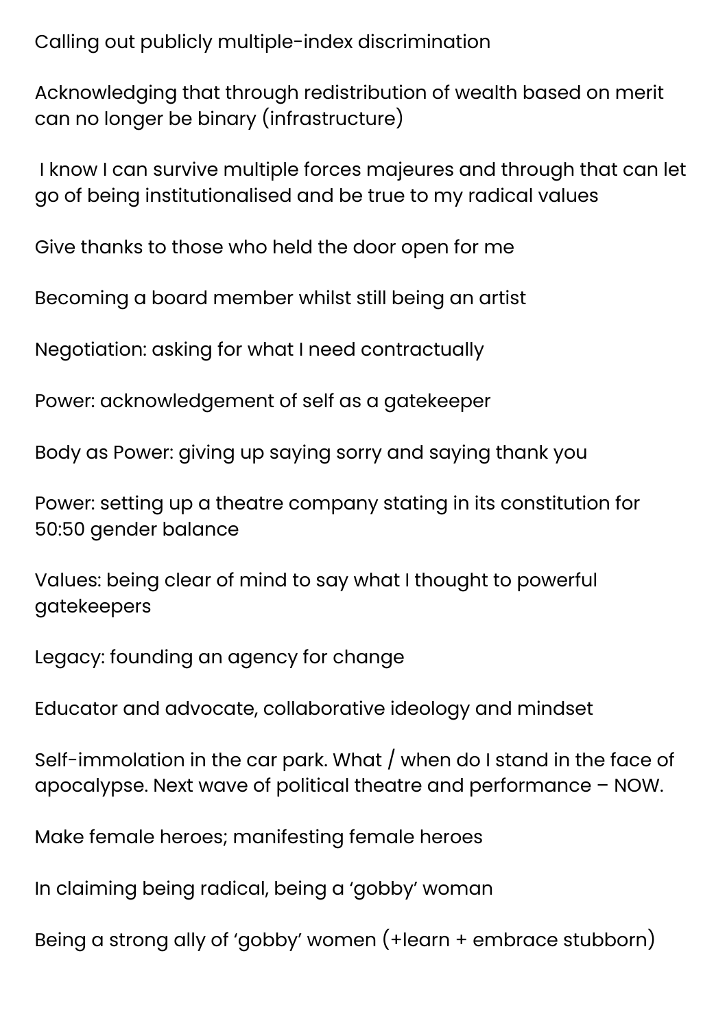Calling out publicly multiple-index discrimination

Acknowledging that through redistribution of wealth based on merit can no longer be binary (infrastructure)

I know I can survive multiple forces majeures and through that can let go of being institutionalised and be true to my radical values

Give thanks to those who held the door open for me

Becoming a board member whilst still being an artist

Negotiation: asking for what I need contractually

Power: acknowledgement of self as a gatekeeper

Body as Power: giving up saying sorry and saying thank you

Power: setting up a theatre company stating in its constitution for 50:50 gender balance

Values: being clear of mind to say what I thought to powerful gatekeepers

Legacy: founding an agency for change

Educator and advocate, collaborative ideology and mindset

Self-immolation in the car park. What / when do I stand in the face of apocalypse. Next wave of political theatre and performance – NOW.

Make female heroes; manifesting female heroes

In claiming being radical, being a 'gobby' woman

Being a strong ally of 'gobby' women (+learn + embrace stubborn)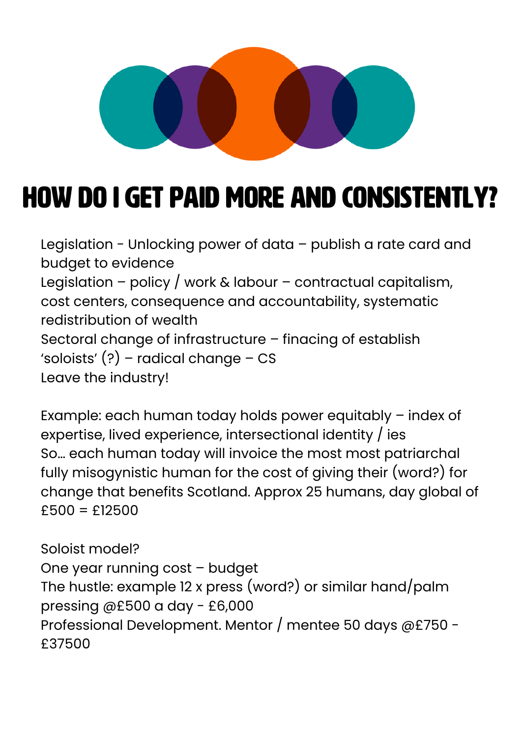# HOW DO I GET PAID MORE AND CONSISTENTLY?

Legislation - Unlocking power of data – publish a rate card and budget to evidence
Legislation – policy / work & labour – contractual capitalism, cost centers, consequence and accountability, systematic redistribution of wealth
Sectoral change of infrastructure – finacing of establish 'soloists' (?) – radical change – CS
Leave the industry!

Example: each human today holds power equitably – index of expertise, lived experience, intersectional identity / ies
So... each human today will invoice the most most patriarchal fully misogynistic human for the cost of giving their (word?) for change that benefits Scotland. Approx 25 humans, day global of £500 = £12500

Soloist model?
One year running cost – budget
The hustle: example 12 x press (word?) or similar hand/palm pressing @£500 a day - £6,000
Professional Development. Mentor / mentee 50 days @£750 - £37500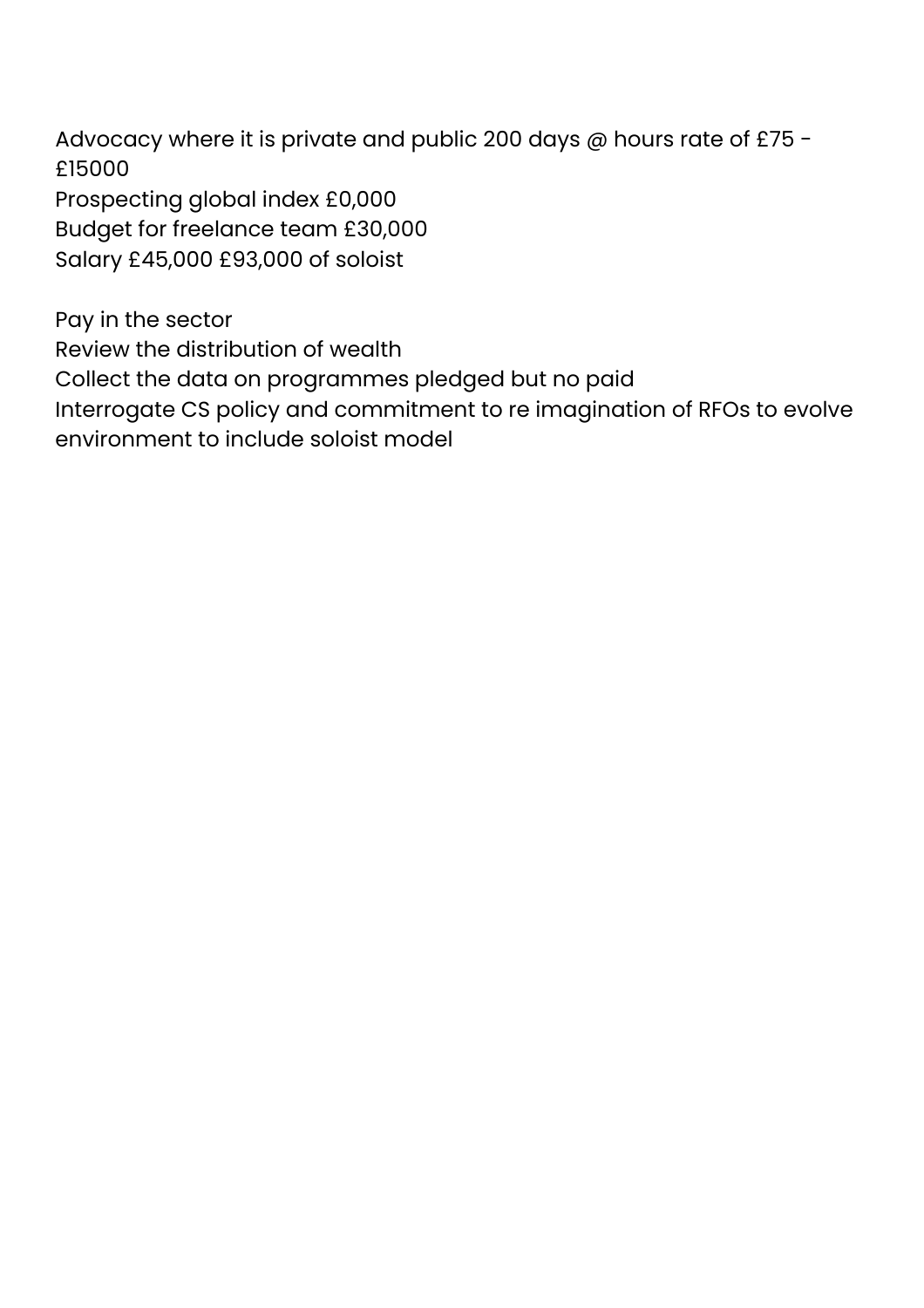Advocacy where it is private and public 200 days @ hours rate of £75 - £15000
Prospecting global index £0,000
Budget for freelance team £30,000
Salary £45,000 £93,000 of soloist

Pay in the sector
Review the distribution of wealth
Collect the data on programmes pledged but no paid
Interrogate CS policy and commitment to re imagination of RFOs to evolve environment to include soloist model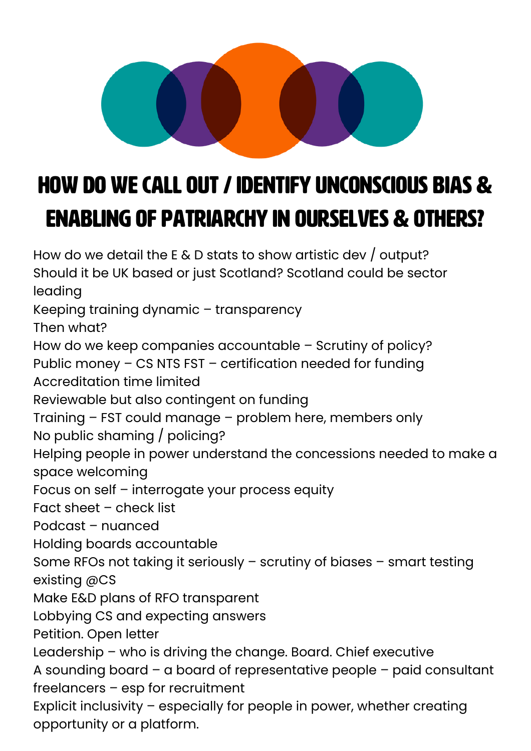# HOW DO WE CALL OUT / IDENTIFY UNCONSCIOUS BIAS & ENABLING OF PATRIARCHY IN OURSELVES & OTHERS?

How do we detail the E & D stats to show artistic dev / output?
Should it be UK based or just Scotland? Scotland could be sector leading
Keeping training dynamic – transparency
Then what?
How do we keep companies accountable – Scrutiny of policy?
Public money – CS NTS FST – certification needed for funding
Accreditation time limited
Reviewable but also contingent on funding
Training – FST could manage – problem here, members only
No public shaming / policing?
Helping people in power understand the concessions needed to make a space welcoming
Focus on self – interrogate your process equity
Fact sheet – check list
Podcast – nuanced
Holding boards accountable
Some RFOs not taking it seriously – scrutiny of biases – smart testing existing @CS
Make E&D plans of RFO transparent
Lobbying CS and expecting answers
Petition. Open letter
Leadership – who is driving the change. Board. Chief executive
A sounding board – a board of representative people – paid consultant freelancers – esp for recruitment
Explicit inclusivity – especially for people in power, whether creating opportunity or a platform.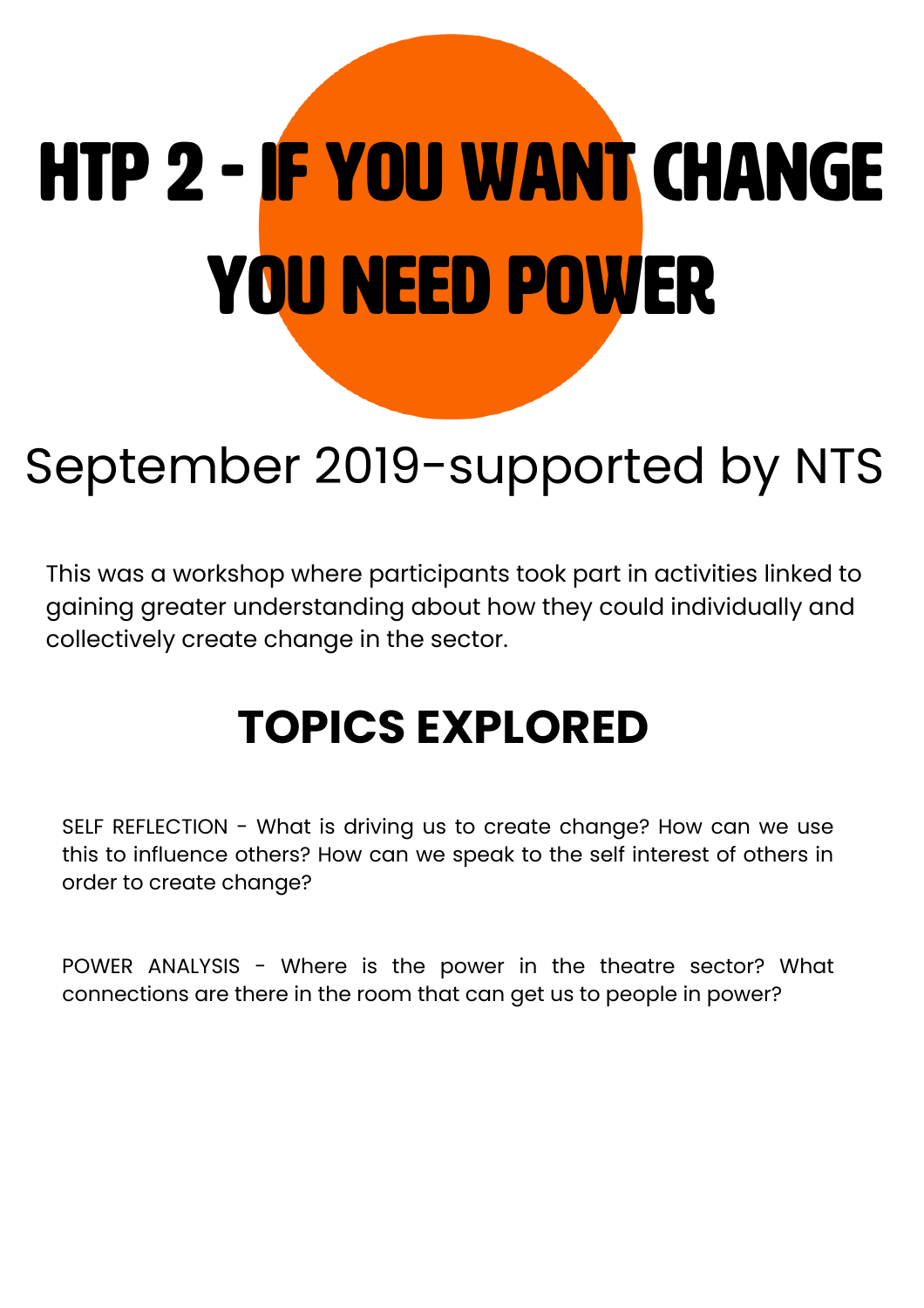# HTP 2 - IF YOU WANT CHANGE YOU NEED POWER

## September 2019-supported by NTS

This was a workshop where participants took part in activities linked to gaining greater understanding about how they could individually and collectively create change in the sector.

## TOPICS EXPLORED

SELF REFLECTION - What is driving us to create change? How can we use this to influence others? How can we speak to the self interest of others in order to create change?

POWER ANALYSIS - Where is the power in the theatre sector? What connections are there in the room that can get us to people in power?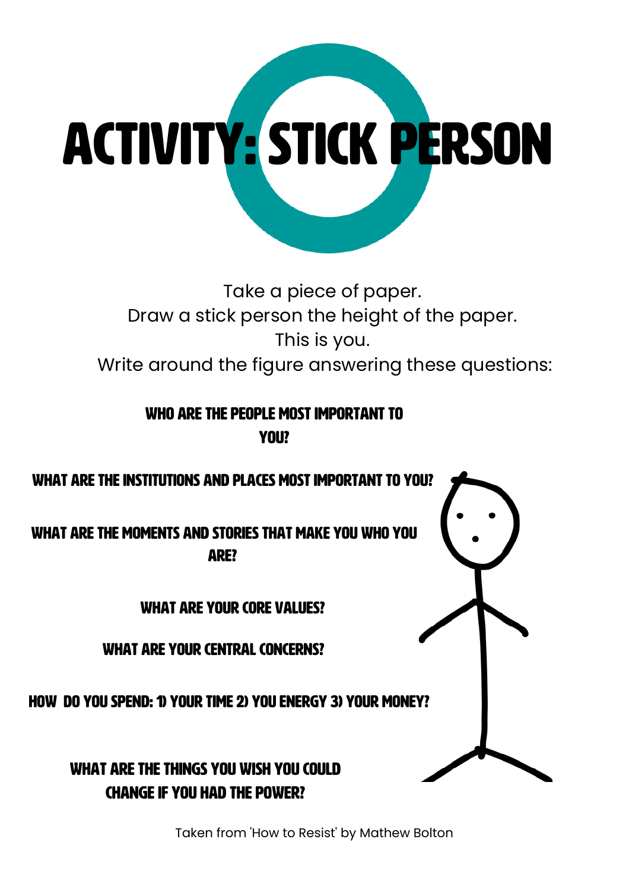# ACTIVITY: STICK PERSON

Take a piece of paper.
Draw a stick person the height of the paper.
This is you.
Write around the figure answering these questions:

**WHO ARE THE PEOPLE MOST IMPORTANT TO YOU?**

**WHAT ARE THE INSTITUTIONS AND PLACES MOST IMPORTANT TO YOU?**

**WHAT ARE THE MOMENTS AND STORIES THAT MAKE YOU WHO YOU ARE?**

**WHAT ARE YOUR CORE VALUES?**

**WHAT ARE YOUR CENTRAL CONCERNS?**

**HOW DO YOU SPEND: 1) YOUR TIME 2) YOU ENERGY 3) YOUR MONEY?**

**WHAT ARE THE THINGS YOU WISH YOU COULD CHANGE IF YOU HAD THE POWER?**

Taken from 'How to Resist' by Mathew Bolton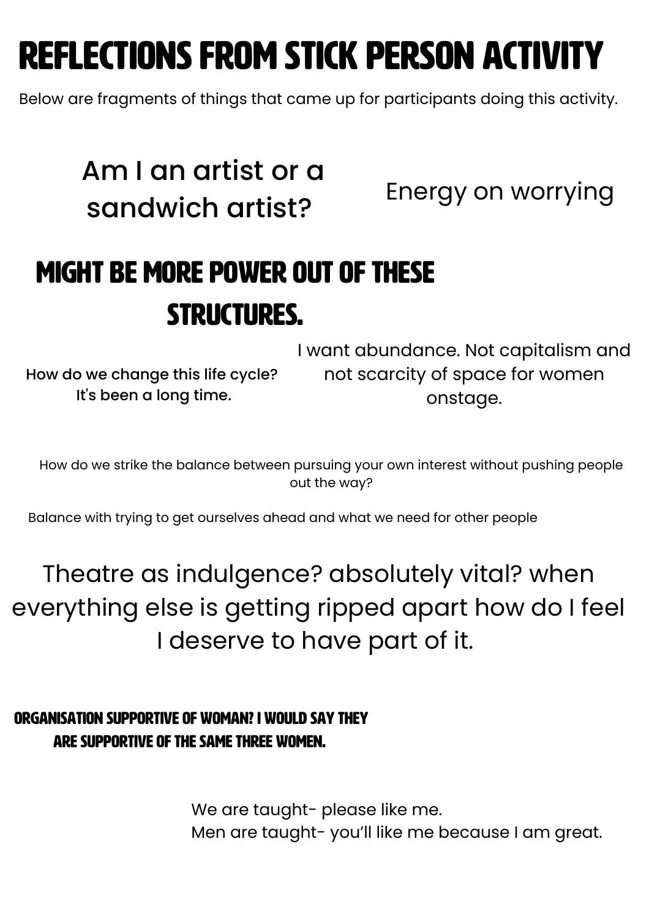# REFLECTIONS FROM STICK PERSON ACTIVITY

Below are fragments of things that came up for participants doing this activity.

Am I an artist or a sandwich artist?

Energy on worrying

**MIGHT BE MORE POWER OUT OF THESE STRUCTURES.**

How do we change this life cycle? It's been a long time.

I want abundance. Not capitalism and not scarcity of space for women onstage.

How do we strike the balance between pursuing your own interest without pushing people out the way?

Balance with trying to get ourselves ahead and what we need for other people

Theatre as indulgence? absolutely vital? when everything else is getting ripped apart how do I feel I deserve to have part of it.

**ORGANISATION SUPPORTIVE OF WOMAN? I WOULD SAY THEY ARE SUPPORTIVE OF THE SAME THREE WOMEN.**

We are taught- please like me.
Men are taught- you'll like me because I am great.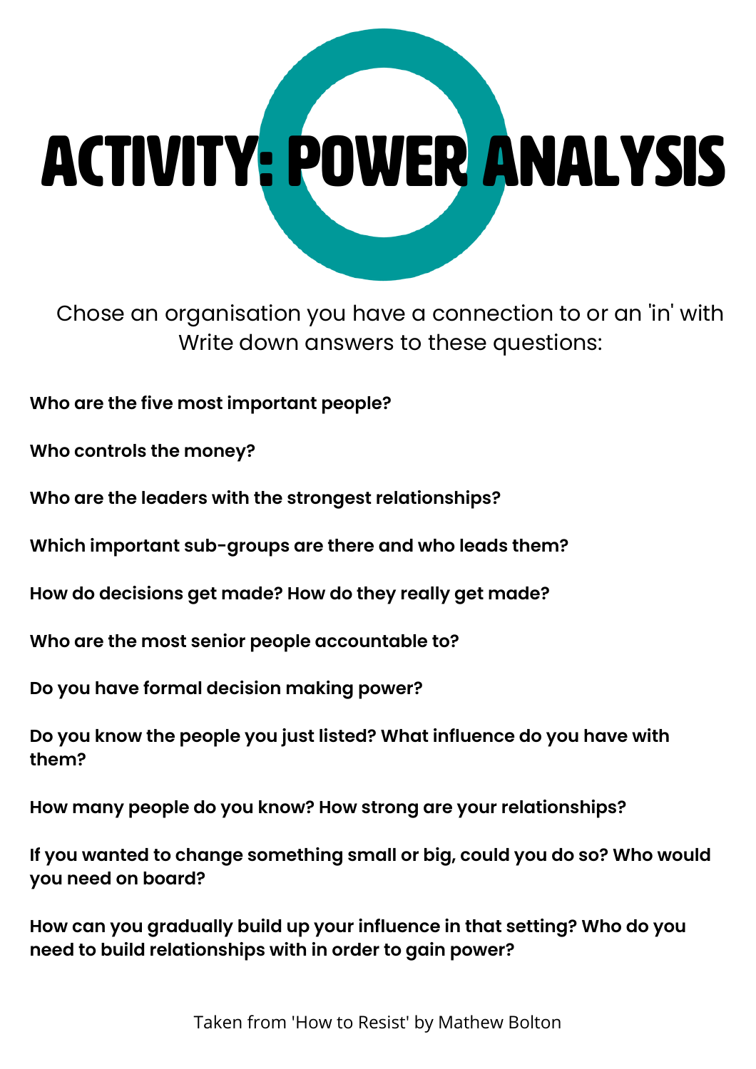# ACTIVITY: POWER ANALYSIS

Chose an organisation you have a connection to or an 'in' with
Write down answers to these questions:

**Who are the five most important people?**

**Who controls the money?**

**Who are the leaders with the strongest relationships?**

**Which important sub-groups are there and who leads them?**

**How do decisions get made? How do they really get made?**

**Who are the most senior people accountable to?**

**Do you have formal decision making power?**

**Do you know the people you just listed? What influence do you have with them?**

**How many people do you know? How strong are your relationships?**

**If you wanted to change something small or big, could you do so? Who would you need on board?**

**How can you gradually build up your influence in that setting? Who do you need to build relationships with in order to gain power?**

Taken from 'How to Resist' by Mathew Bolton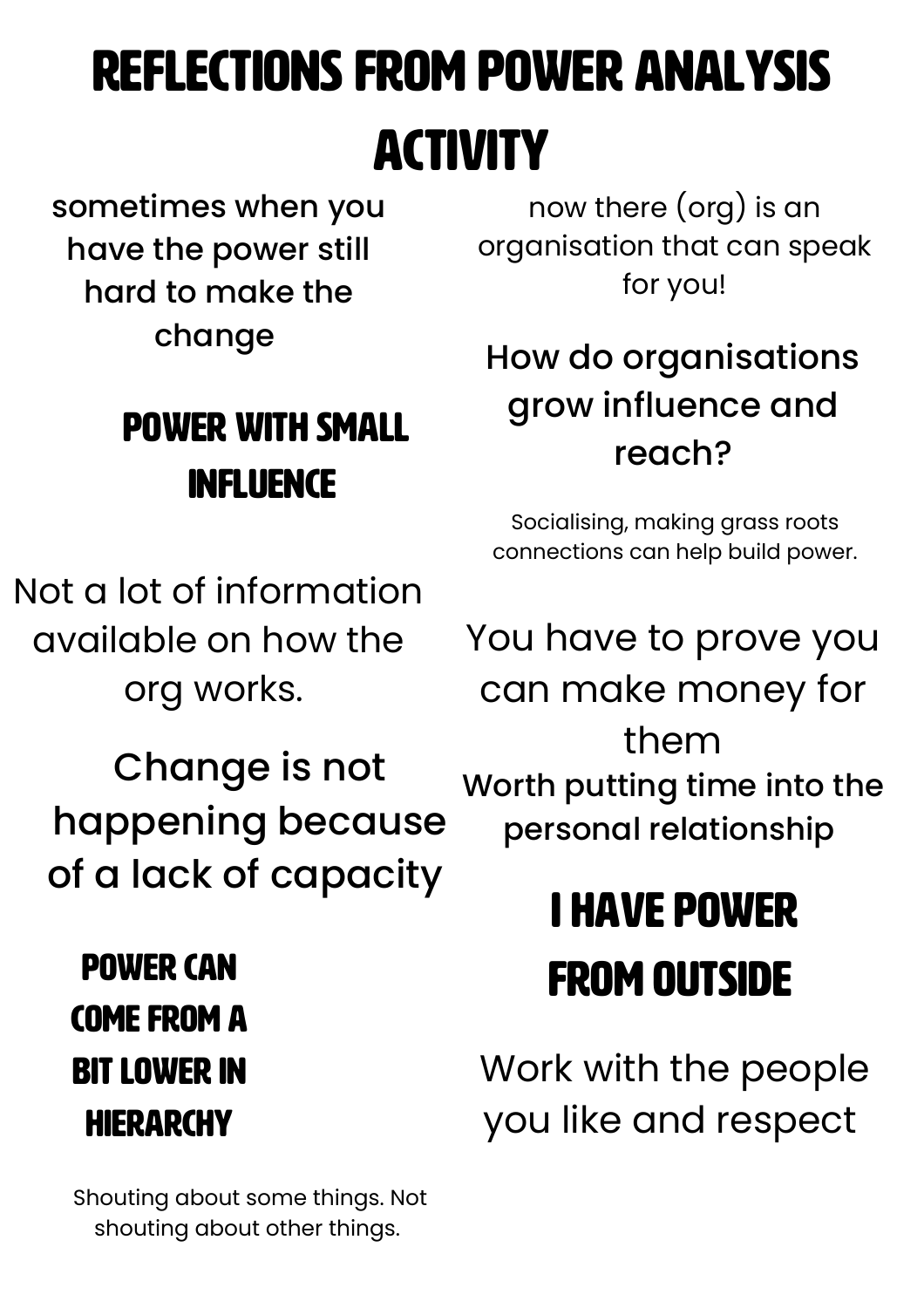# REFLECTIONS FROM POWER ANALYSIS ACTIVITY

sometimes when you have the power still hard to make the change

**POWER WITH SMALL INFLUENCE**

Not a lot of information available on how the org works.

Change is not happening because of a lack of capacity

**POWER CAN COME FROM A BIT LOWER IN HIERARCHY**

Shouting about some things. Not shouting about other things.

now there (org) is an organisation that can speak for you!

How do organisations grow influence and reach?

Socialising, making grass roots connections can help build power.

You have to prove you can make money for them

Worth putting time into the personal relationship

**I HAVE POWER FROM OUTSIDE**

Work with the people you like and respect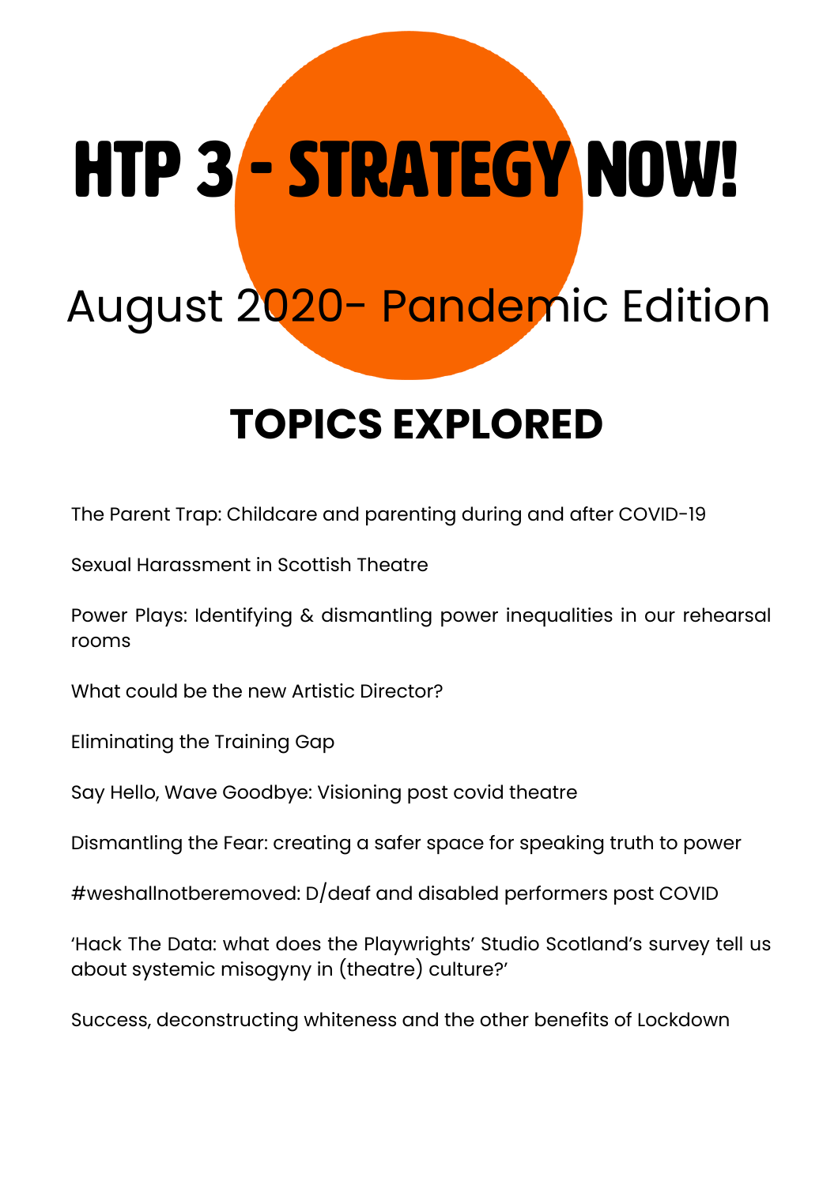# HTP 3 - STRATEGY NOW!

## August 2020- Pandemic Edition

## TOPICS EXPLORED

The Parent Trap: Childcare and parenting during and after COVID-19

Sexual Harassment in Scottish Theatre

Power Plays: Identifying & dismantling power inequalities in our rehearsal rooms

What could be the new Artistic Director?

Eliminating the Training Gap

Say Hello, Wave Goodbye: Visioning post covid theatre

Dismantling the Fear: creating a safer space for speaking truth to power

#weshallnotberemoved: D/deaf and disabled performers post COVID

'Hack The Data: what does the Playwrights' Studio Scotland's survey tell us about systemic misogyny in (theatre) culture?'

Success, deconstructing whiteness and the other benefits of Lockdown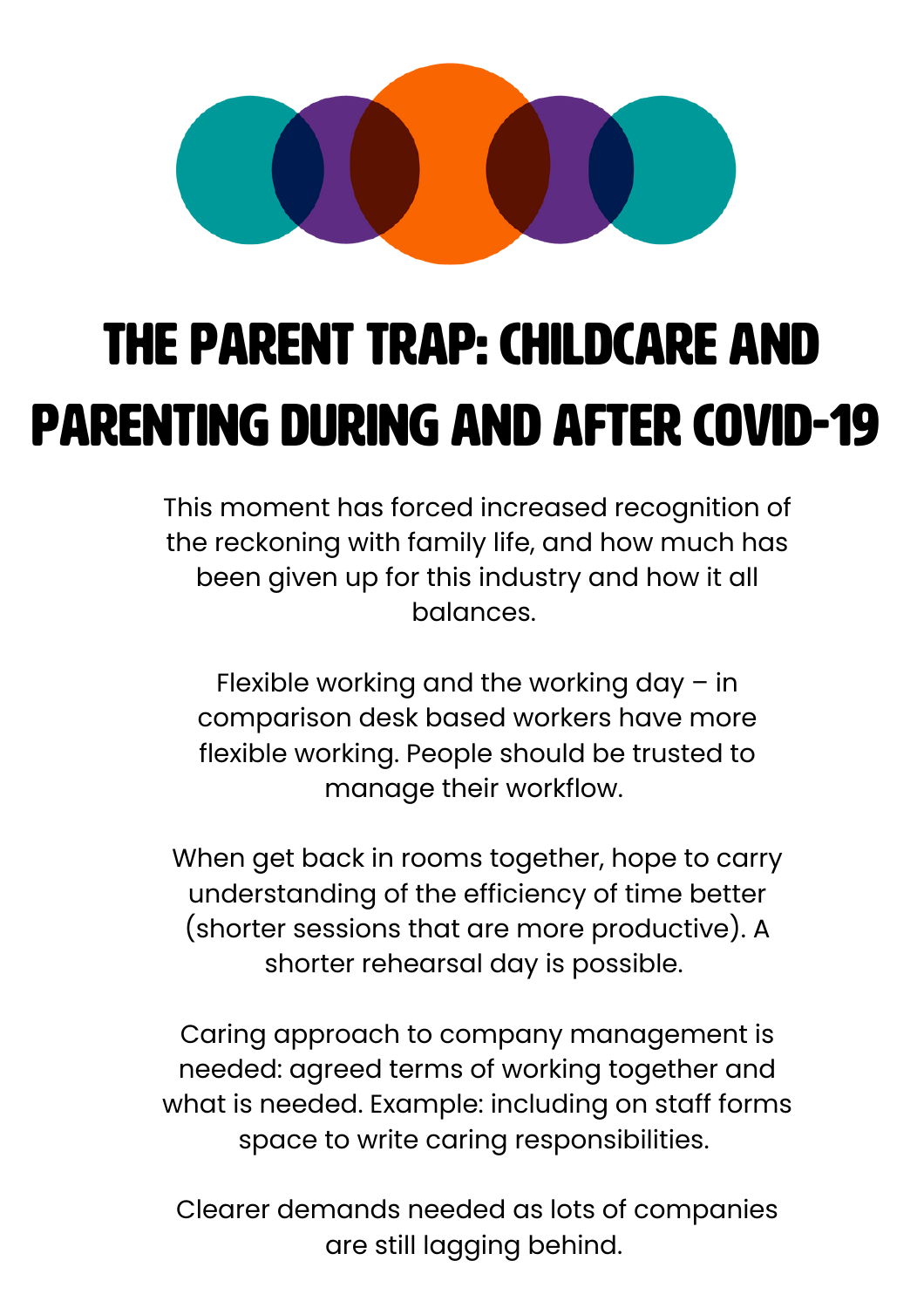# THE PARENT TRAP: CHILDCARE AND PARENTING DURING AND AFTER COVID-19

This moment has forced increased recognition of the reckoning with family life, and how much has been given up for this industry and how it all balances.

Flexible working and the working day – in comparison desk based workers have more flexible working. People should be trusted to manage their workflow.

When get back in rooms together, hope to carry understanding of the efficiency of time better (shorter sessions that are more productive). A shorter rehearsal day is possible.

Caring approach to company management is needed: agreed terms of working together and what is needed. Example: including on staff forms space to write caring responsibilities.

Clearer demands needed as lots of companies are still lagging behind.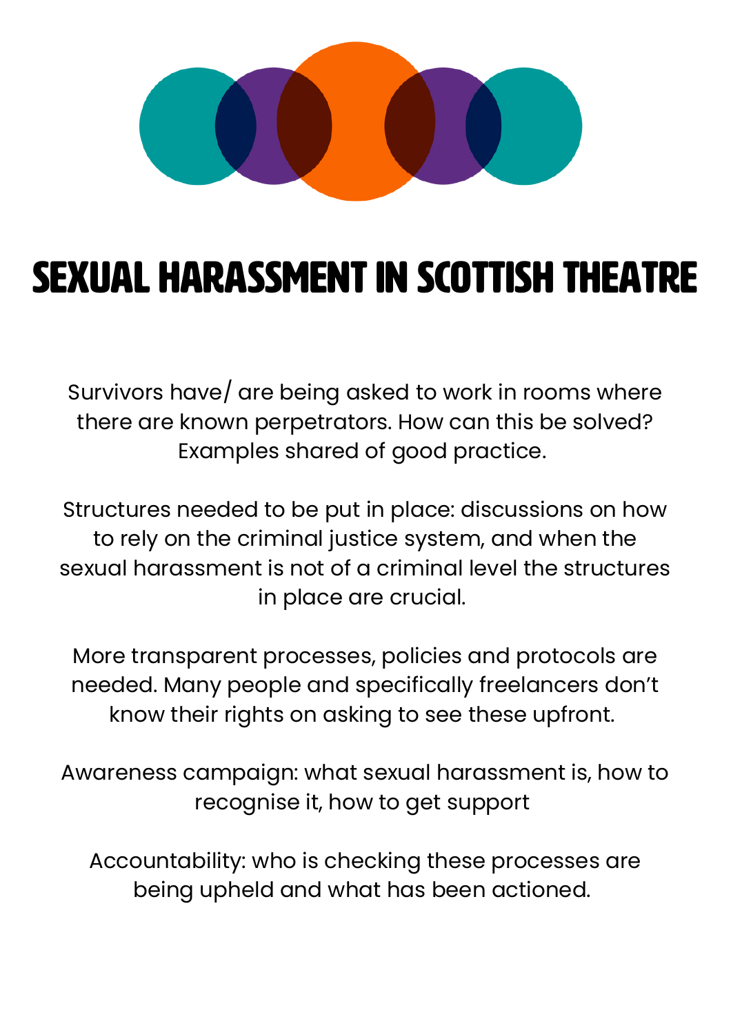# SEXUAL HARASSMENT IN SCOTTISH THEATRE

Survivors have/ are being asked to work in rooms where there are known perpetrators. How can this be solved? Examples shared of good practice.

Structures needed to be put in place: discussions on how to rely on the criminal justice system, and when the sexual harassment is not of a criminal level the structures in place are crucial.

More transparent processes, policies and protocols are needed. Many people and specifically freelancers don't know their rights on asking to see these upfront.

Awareness campaign: what sexual harassment is, how to recognise it, how to get support

Accountability: who is checking these processes are being upheld and what has been actioned.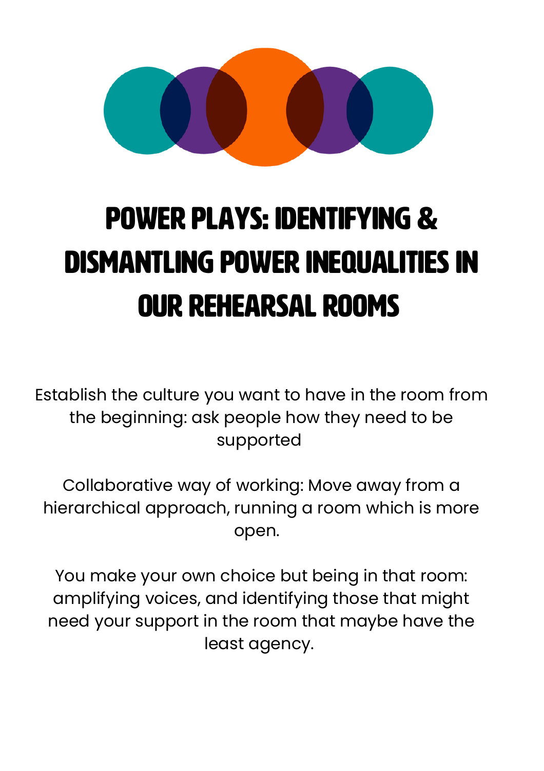# POWER PLAYS: IDENTIFYING & DISMANTLING POWER INEQUALITIES IN OUR REHEARSAL ROOMS

Establish the culture you want to have in the room from the beginning: ask people how they need to be supported

Collaborative way of working: Move away from a hierarchical approach, running a room which is more open.

You make your own choice but being in that room: amplifying voices, and identifying those that might need your support in the room that maybe have the least agency.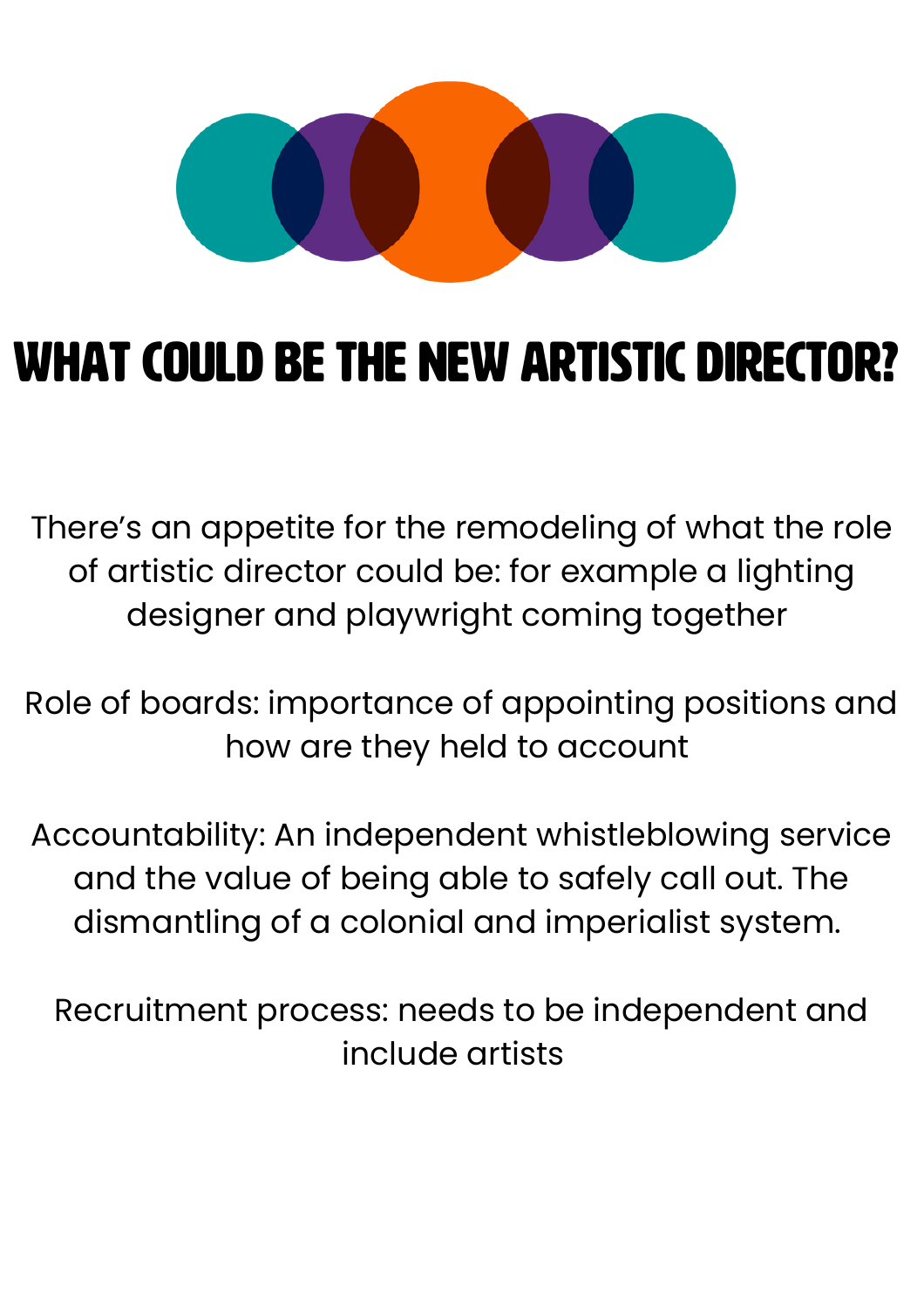# WHAT COULD BE THE NEW ARTISTIC DIRECTOR?

There's an appetite for the remodeling of what the role of artistic director could be: for example a lighting designer and playwright coming together

Role of boards: importance of appointing positions and how are they held to account

Accountability: An independent whistleblowing service and the value of being able to safely call out. The dismantling of a colonial and imperialist system.

Recruitment process: needs to be independent and include artists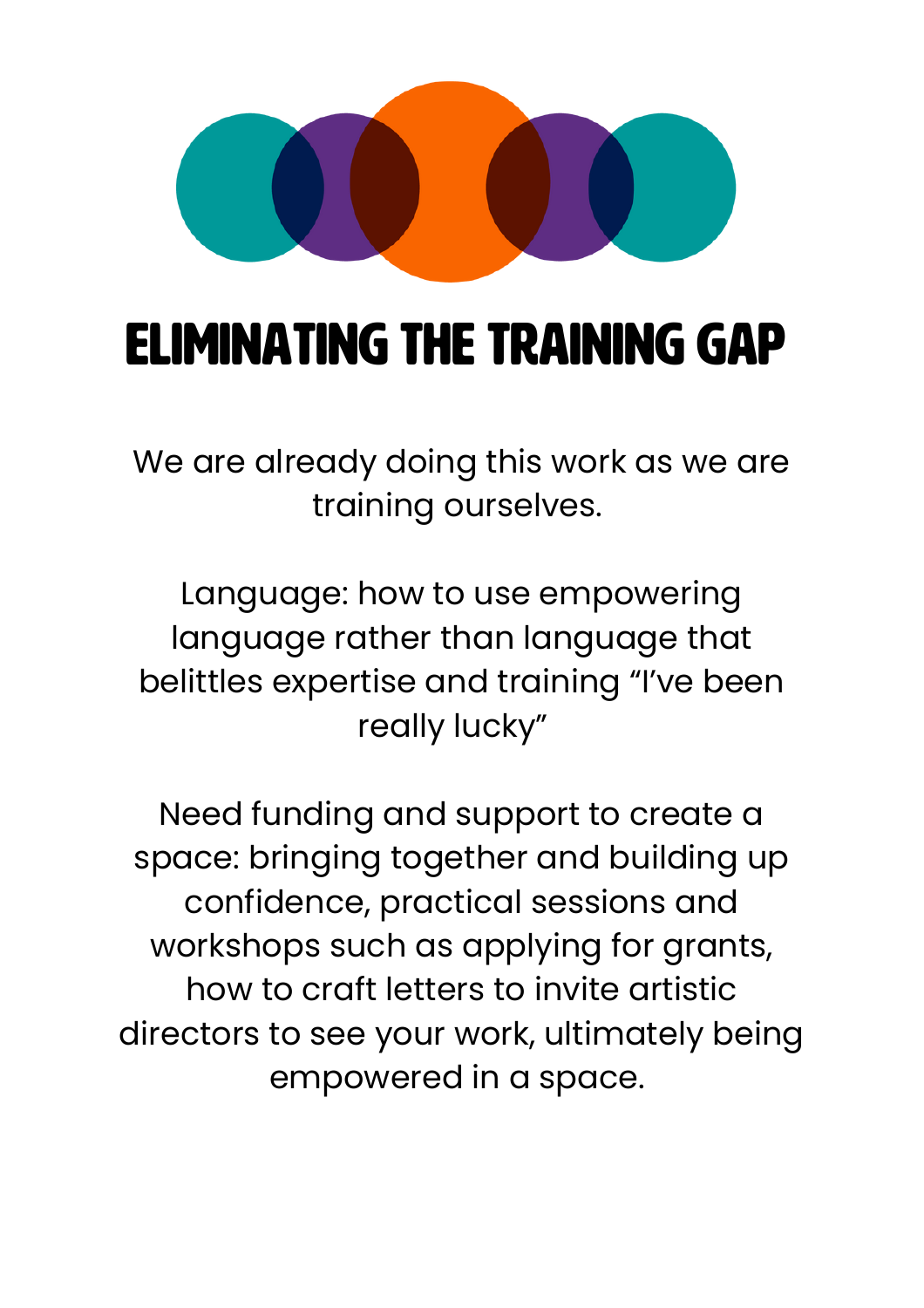# ELIMINATING THE TRAINING GAP

We are already doing this work as we are training ourselves.

Language: how to use empowering language rather than language that belittles expertise and training “I’ve been really lucky”

Need funding and support to create a space: bringing together and building up confidence, practical sessions and workshops such as applying for grants, how to craft letters to invite artistic directors to see your work, ultimately being empowered in a space.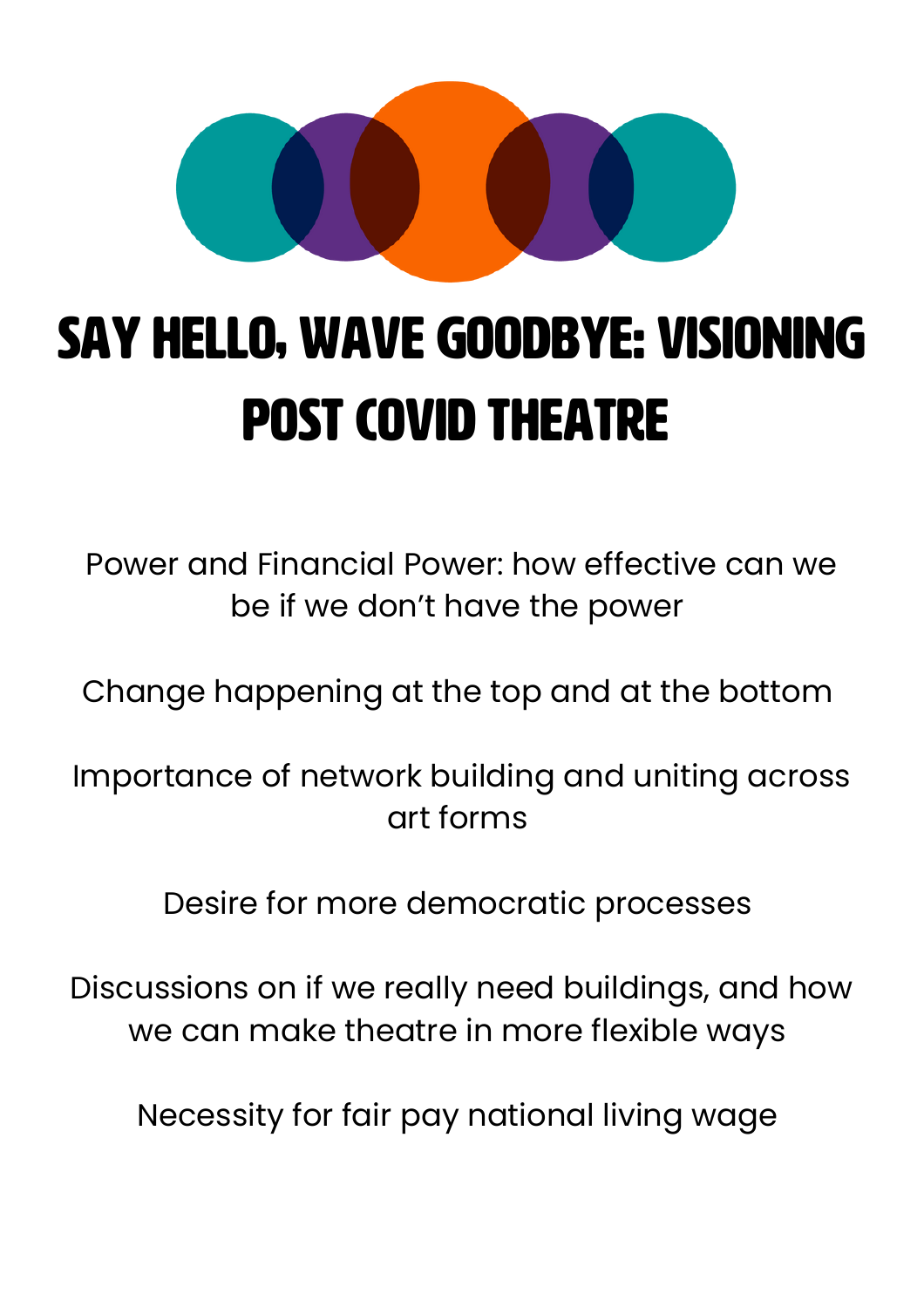# SAY HELLO, WAVE GOODBYE: VISIONING POST COVID THEATRE

Power and Financial Power: how effective can we be if we don't have the power

Change happening at the top and at the bottom

Importance of network building and uniting across art forms

Desire for more democratic processes

Discussions on if we really need buildings, and how we can make theatre in more flexible ways

Necessity for fair pay national living wage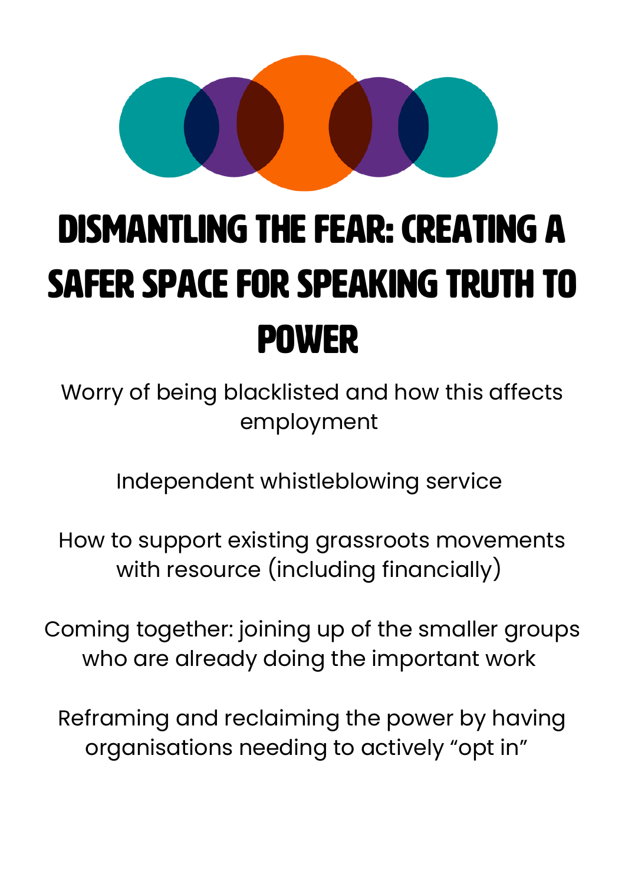# DISMANTLING THE FEAR: CREATING A SAFER SPACE FOR SPEAKING TRUTH TO POWER

Worry of being blacklisted and how this affects employment

Independent whistleblowing service

How to support existing grassroots movements with resource (including financially)

Coming together: joining up of the smaller groups who are already doing the important work

Reframing and reclaiming the power by having organisations needing to actively "opt in"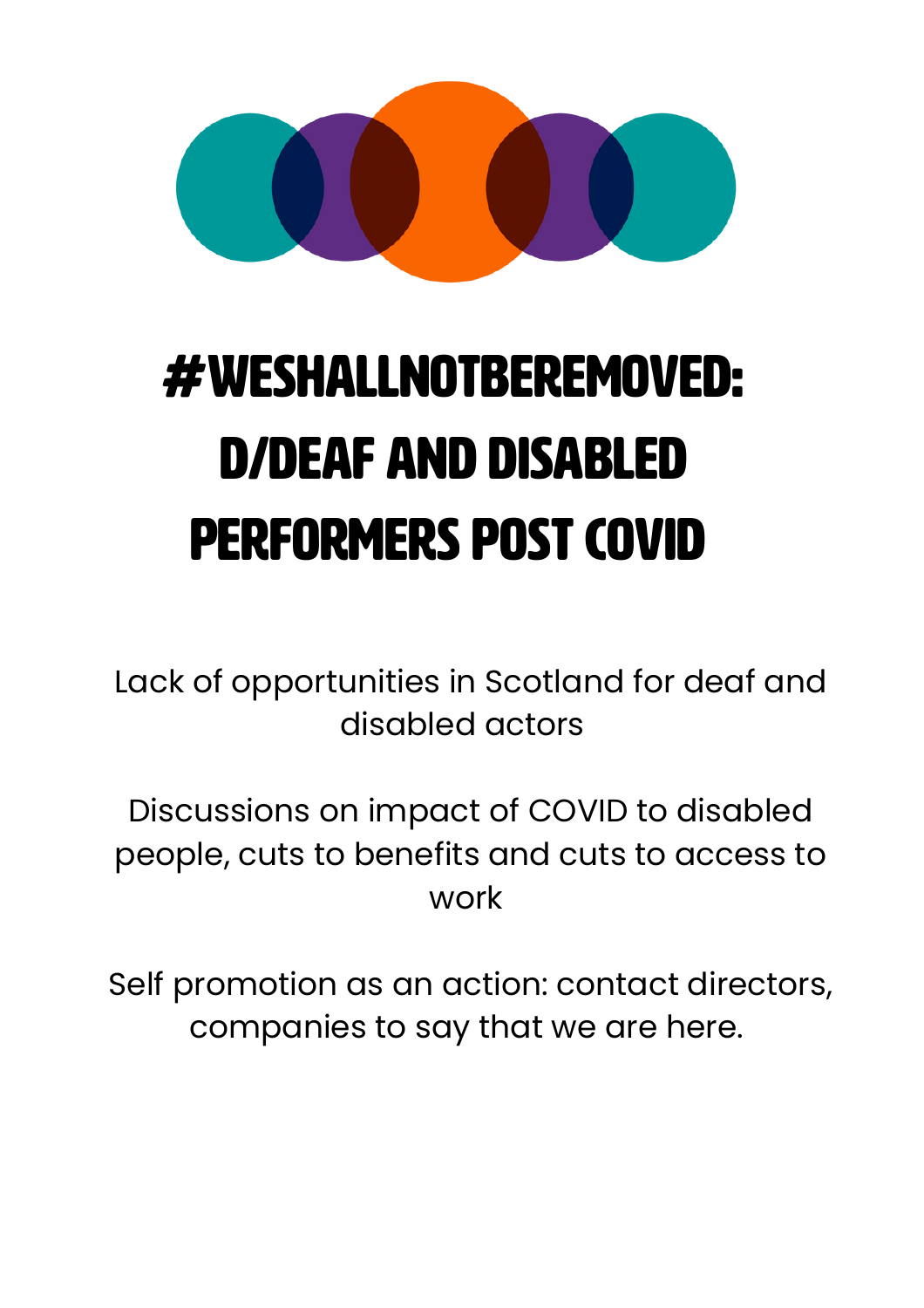# #WESHALLNOTBEREMOVED: D/DEAF AND DISABLED PERFORMERS POST COVID

Lack of opportunities in Scotland for deaf and disabled actors

Discussions on impact of COVID to disabled people, cuts to benefits and cuts to access to work

Self promotion as an action: contact directors, companies to say that we are here.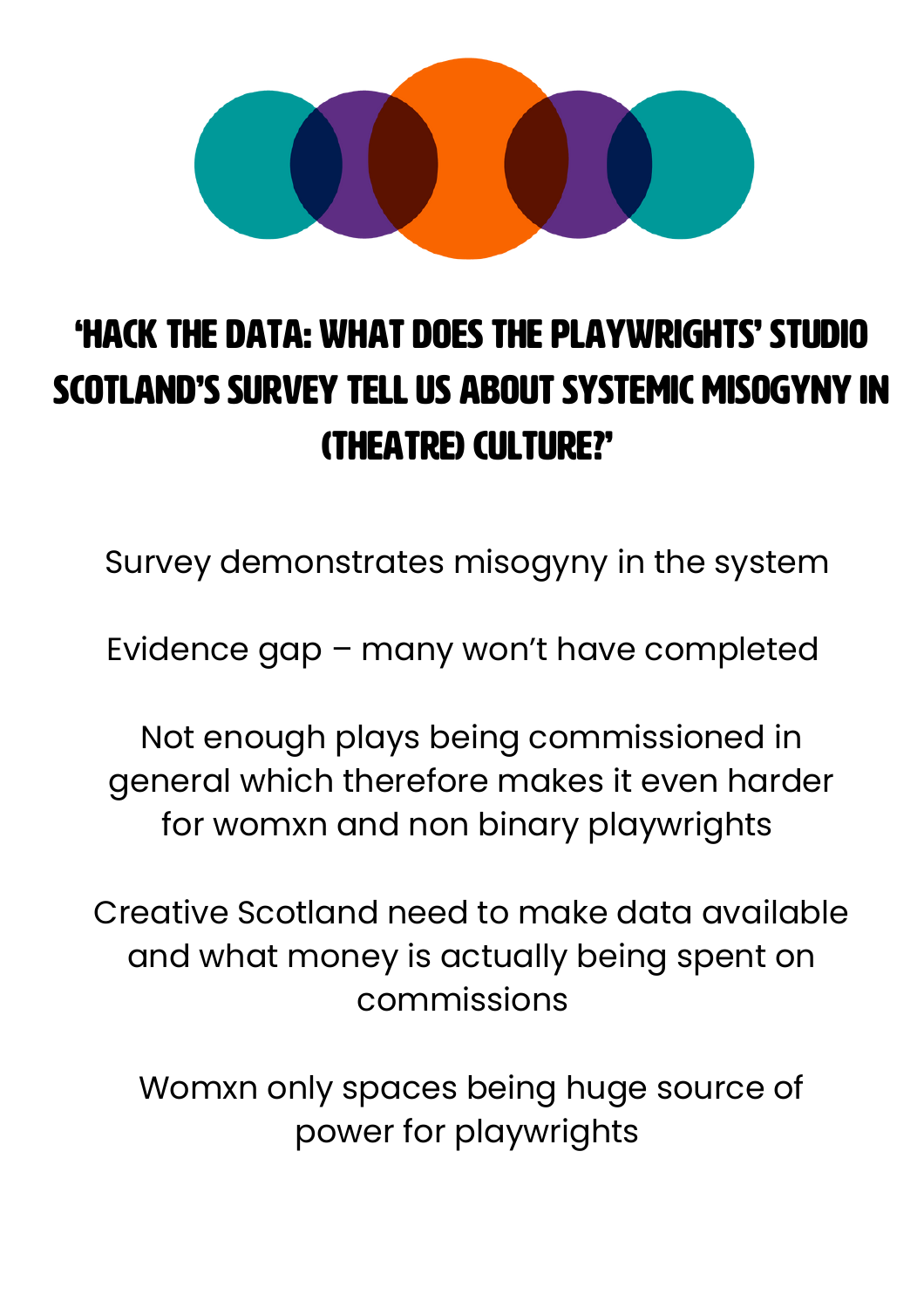# 'HACK THE DATA: WHAT DOES THE PLAYWRIGHTS' STUDIO SCOTLAND'S SURVEY TELL US ABOUT SYSTEMIC MISOGYNY IN (THEATRE) CULTURE?'

Survey demonstrates misogyny in the system

Evidence gap – many won't have completed

Not enough plays being commissioned in general which therefore makes it even harder for womxn and non binary playwrights

Creative Scotland need to make data available and what money is actually being spent on commissions

Womxn only spaces being huge source of power for playwrights